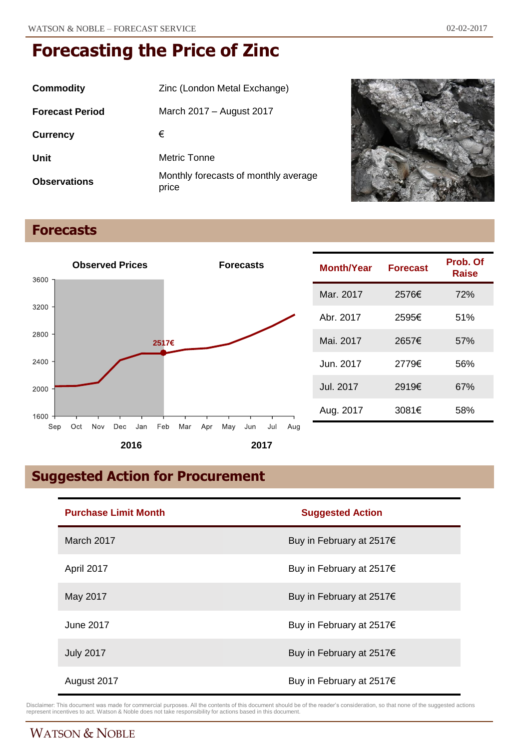# Forecasting the Price of Zinc

| | |
|---|---|
| **Commodity** | Zinc (London Metal Exchange) |
| **Forecast Period** | March 2017 – August 2017 |
| **Currency** | € |
| **Unit** | Metric Tonne |
| **Observations** | Monthly forecasts of monthly average price |

## Forecasts

| Month/Year | Forecast | Prob. Of Raise |
|---|---|---|
| Mar. 2017 | 2576€ | 72% |
| Abr. 2017 | 2595€ | 51% |
| Mai. 2017 | 2657€ | 57% |
| Jun. 2017 | 2779€ | 56% |
| Jul. 2017 | 2919€ | 67% |
| Aug. 2017 | 3081€ | 58% |

## Suggested Action for Procurement

| Purchase Limit Month | Suggested Action |
|---|---|
| March 2017 | Buy in February at 2517€ |
| April 2017 | Buy in February at 2517€ |
| May 2017 | Buy in February at 2517€ |
| June 2017 | Buy in February at 2517€ |
| July 2017 | Buy in February at 2517€ |
| August 2017 | Buy in February at 2517€ |

Disclaimer: This document was made for commercial purposes. All the contents of this document should be of the reader's consideration, so that none of the suggested actions represent incentives to act. Watson & Noble does not take responsibility for actions based in this document.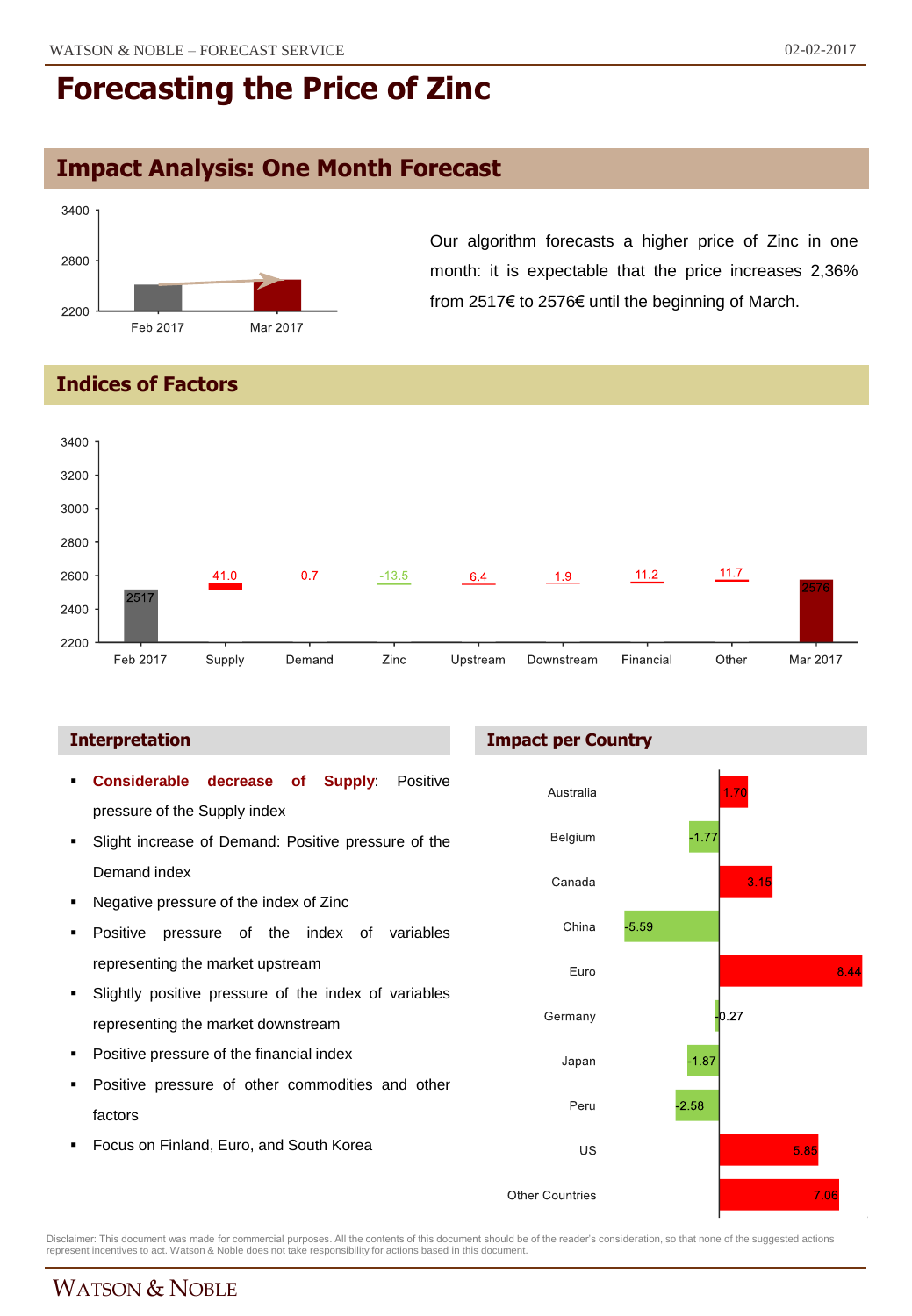# Forecasting the Price of Zinc

## Impact Analysis: One Month Forecast

| | Value |
|---|---|
| Feb 2017 | 2517 |
| Mar 2017 | 2576 |

Our algorithm forecasts a higher price of Zinc in one month: it is expectable that the price increases 2,36% from 2517€ to 2576€ until the beginning of March.

## Indices of Factors

| Factor | Value |
|---|---|
| Feb 2017 | 2517 |
| Supply | 41.0 |
| Demand | 0.7 |
| Zinc | -13.5 |
| Upstream | 6.4 |
| Downstream | 1.9 |
| Financial | 11.2 |
| Other | 11.7 |
| Mar 2017 | 2576 |

### Interpretation

- **Considerable decrease of Supply**: Positive pressure of the Supply index
- Slight increase of Demand: Positive pressure of the Demand index
- Negative pressure of the index of Zinc
- Positive pressure of the index of variables representing the market upstream
- Slightly positive pressure of the index of variables representing the market downstream
- Positive pressure of the financial index
- Positive pressure of other commodities and other factors
- Focus on Finland, Euro, and South Korea

### Impact per Country

| Country | Impact |
|---|---|
| Australia | 1.70 |
| Belgium | -1.77 |
| Canada | 3.15 |
| China | -5.59 |
| Euro | 8.44 |
| Germany | -0.27 |
| Japan | -1.87 |
| Peru | -2.58 |
| US | 5.85 |
| Other Countries | 7.06 |

Disclaimer: This document was made for commercial purposes. All the contents of this document should be of the reader's consideration, so that none of the suggested actions represent incentives to act. Watson & Noble does not take responsibility for actions based in this document.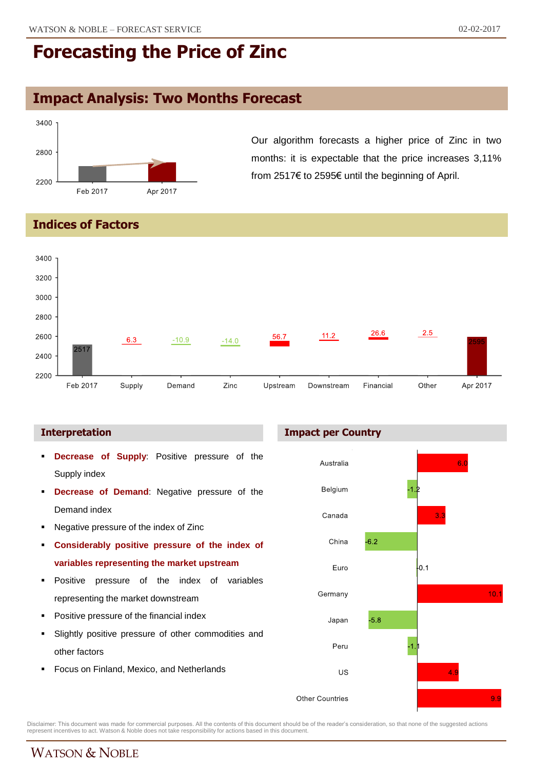# Forecasting the Price of Zinc

## Impact Analysis: Two Months Forecast

Our algorithm forecasts a higher price of Zinc in two months: it is expectable that the price increases 3,11% from 2517€ to 2595€ until the beginning of April.

## Indices of Factors

| Factor | Value |
|---|---|
| Feb 2017 | 2517 |
| Supply | 6.3 |
| Demand | -10.9 |
| Zinc | -14.0 |
| Upstream | 56.7 |
| Downstream | 11.2 |
| Financial | 26.6 |
| Other | 2.5 |
| Apr 2017 | 2595 |

### Interpretation

- **Decrease of Supply**: Positive pressure of the Supply index
- **Decrease of Demand**: Negative pressure of the Demand index
- Negative pressure of the index of Zinc
- **Considerably positive pressure of the index of variables representing the market upstream**
- Positive pressure of the index of variables representing the market downstream
- Positive pressure of the financial index
- Slightly positive pressure of other commodities and other factors
- Focus on Finland, Mexico, and Netherlands

### Impact per Country

| Country | Impact |
|---|---|
| Australia | 6.0 |
| Belgium | -1.2 |
| Canada | 3.3 |
| China | -6.2 |
| Euro | -0.1 |
| Germany | 10.1 |
| Japan | -5.8 |
| Peru | -1.1 |
| US | 4.9 |
| Other Countries | 9.9 |

Disclaimer: This document was made for commercial purposes. All the contents of this document should be of the reader's consideration, so that none of the suggested actions represent incentives to act. Watson & Noble does not take responsibility for actions based in this document.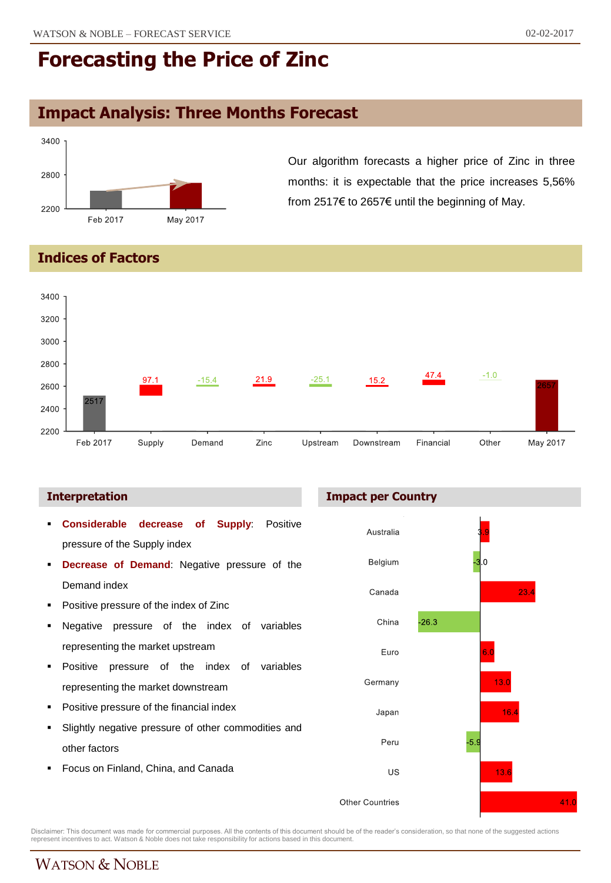# Forecasting the Price of Zinc

## Impact Analysis: Three Months Forecast

Our algorithm forecasts a higher price of Zinc in three months: it is expectable that the price increases 5,56% from 2517€ to 2657€ until the beginning of May.

| | Feb 2017 | May 2017 |
|---|---|---|
| Price (€) | 2517 | 2657 |

## Indices of Factors

| Feb 2017 | Supply | Demand | Zinc | Upstream | Downstream | Financial | Other | May 2017 |
|---|---|---|---|---|---|---|---|---|
| 2517 | 97.1 | -15.4 | 21.9 | -25.1 | 15.2 | 47.4 | -1.0 | 2657 |

## Interpretation

- **Considerable decrease of Supply**: Positive pressure of the Supply index
- **Decrease of Demand**: Negative pressure of the Demand index
- Positive pressure of the index of Zinc
- Negative pressure of the index of variables representing the market upstream
- Positive pressure of the index of variables representing the market downstream
- Positive pressure of the financial index
- Slightly negative pressure of other commodities and other factors
- Focus on Finland, China, and Canada

## Impact per Country

| Country | Impact |
|---|---|
| Australia | 3.9 |
| Belgium | -3.0 |
| Canada | 23.4 |
| China | -26.3 |
| Euro | 6.0 |
| Germany | 13.0 |
| Japan | 16.4 |
| Peru | -5.9 |
| US | 13.6 |
| Other Countries | 41.0 |

Disclaimer: This document was made for commercial purposes. All the contents of this document should be of the reader's consideration, so that none of the suggested actions represent incentives to act. Watson & Noble does not take responsibility for actions based in this document.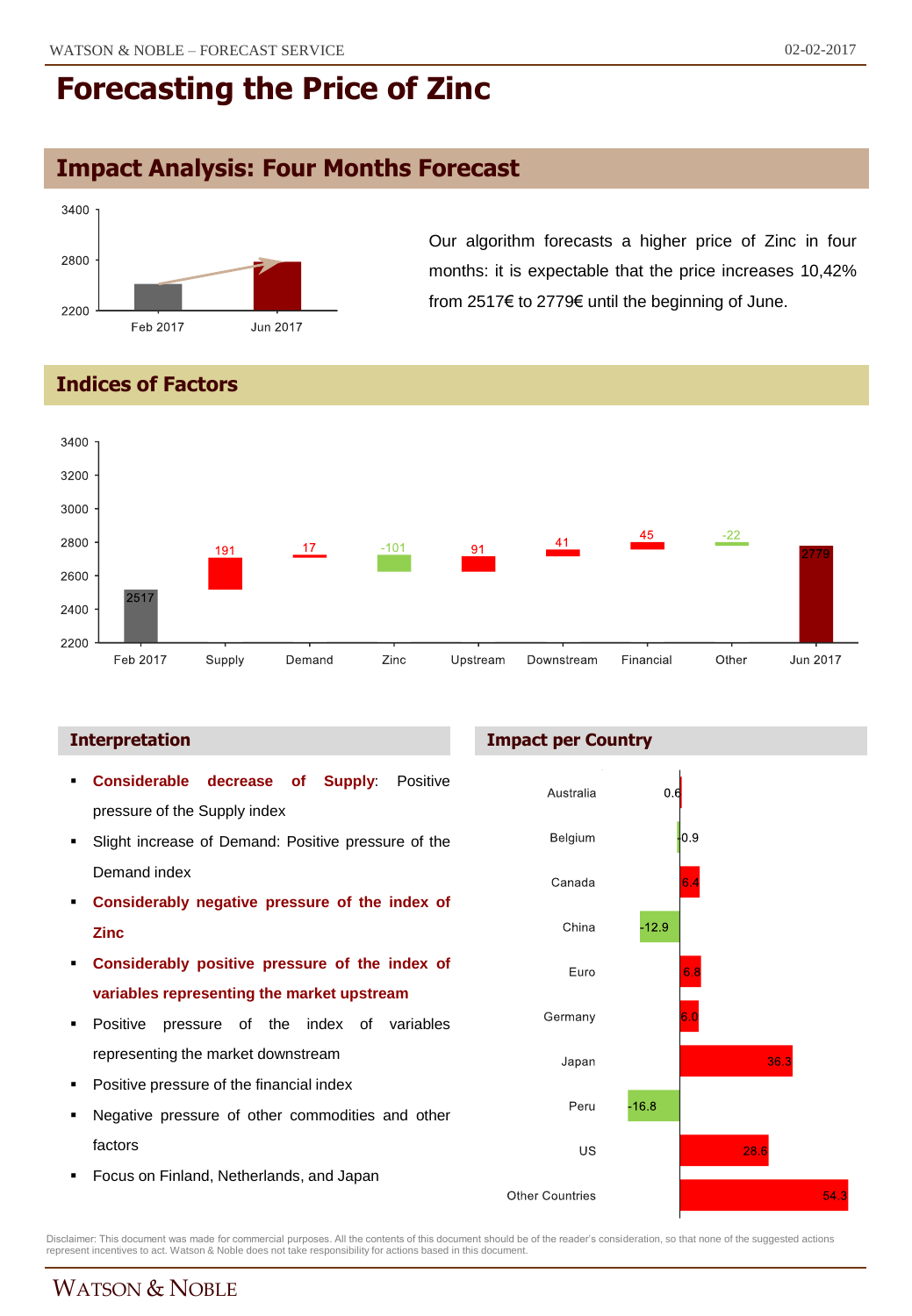# Forecasting the Price of Zinc

## Impact Analysis: Four Months Forecast

| | Price |
|---|---|
| Feb 2017 | 2517 |
| Jun 2017 | 2779 |

Our algorithm forecasts a higher price of Zinc in four months: it is expectable that the price increases 10,42% from 2517€ to 2779€ until the beginning of June.

## Indices of Factors

| Factor | Value |
|---|---|
| Feb 2017 | 2517 |
| Supply | 191 |
| Demand | 17 |
| Zinc | -101 |
| Upstream | 91 |
| Downstream | 41 |
| Financial | 45 |
| Other | -22 |
| Jun 2017 | 2779 |

### Interpretation

- **Considerable decrease of Supply**: Positive pressure of the Supply index
- Slight increase of Demand: Positive pressure of the Demand index
- **Considerably negative pressure of the index of Zinc**
- **Considerably positive pressure of the index of variables representing the market upstream**
- Positive pressure of the index of variables representing the market downstream
- Positive pressure of the financial index
- Negative pressure of other commodities and other factors
- Focus on Finland, Netherlands, and Japan

### Impact per Country

| Country | Impact |
|---|---|
| Australia | 0.6 |
| Belgium | -0.9 |
| Canada | 6.4 |
| China | -12.9 |
| Euro | 6.8 |
| Germany | 6.0 |
| Japan | 36.3 |
| Peru | -16.8 |
| US | 28.6 |
| Other Countries | 54.3 |

Disclaimer: This document was made for commercial purposes. All the contents of this document should be of the reader's consideration, so that none of the suggested actions represent incentives to act. Watson & Noble does not take responsibility for actions based in this document.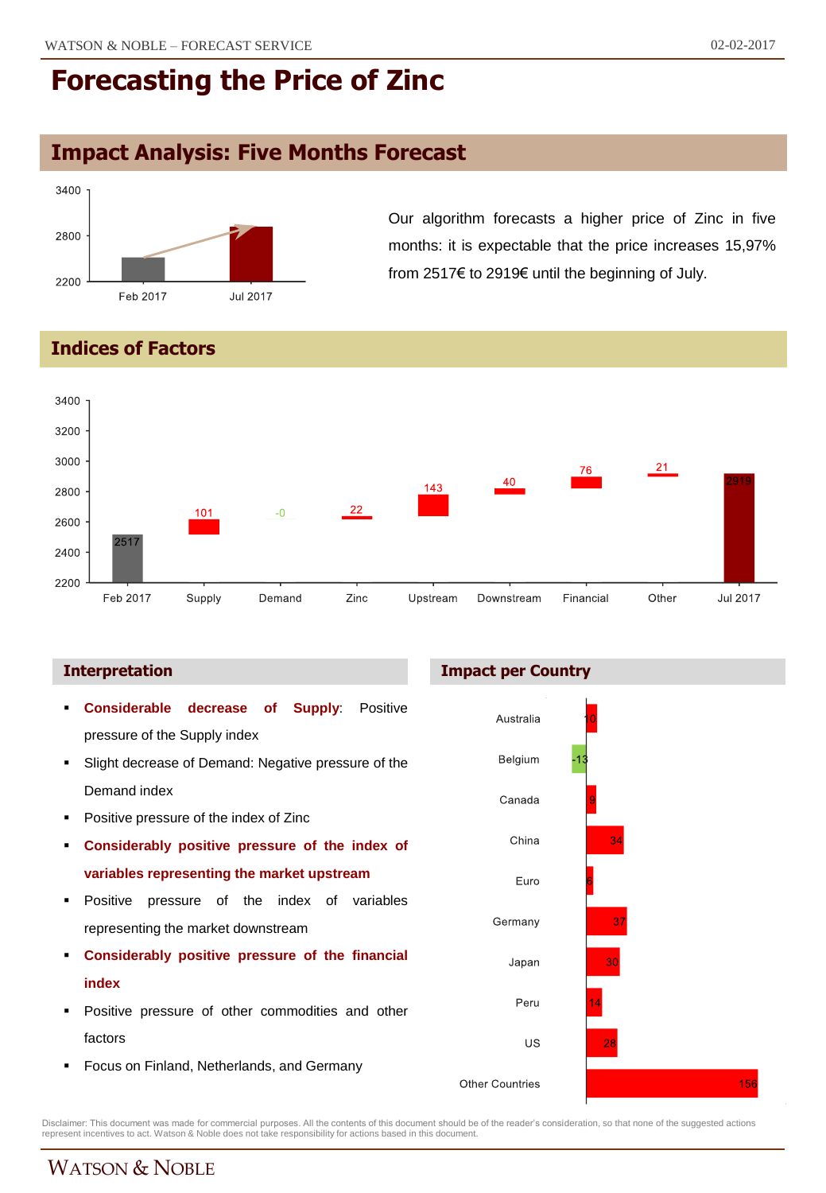# Forecasting the Price of Zinc

## Impact Analysis: Five Months Forecast

Our algorithm forecasts a higher price of Zinc in five months: it is expectable that the price increases 15,97% from 2517€ to 2919€ until the beginning of July.

## Indices of Factors

| Factor | Value |
|---|---|
| Feb 2017 | 2517 |
| Supply | 101 |
| Demand | -0 |
| Zinc | 22 |
| Upstream | 143 |
| Downstream | 40 |
| Financial | 76 |
| Other | 21 |
| Jul 2017 | 2919 |

### Interpretation

- **Considerable decrease of Supply**: Positive pressure of the Supply index
- Slight decrease of Demand: Negative pressure of the Demand index
- Positive pressure of the index of Zinc
- **Considerably positive pressure of the index of variables representing the market upstream**
- Positive pressure of the index of variables representing the market downstream
- **Considerably positive pressure of the financial index**
- Positive pressure of other commodities and other factors
- Focus on Finland, Netherlands, and Germany

### Impact per Country

| Country | Impact |
|---|---|
| Australia | 10 |
| Belgium | -13 |
| Canada | 9 |
| China | 34 |
| Euro | 6 |
| Germany | 37 |
| Japan | 30 |
| Peru | 14 |
| US | 28 |
| Other Countries | 156 |

Disclaimer: This document was made for commercial purposes. All the contents of this document should be of the reader's consideration, so that none of the suggested actions represent incentives to act. Watson & Noble does not take responsibility for actions based in this document.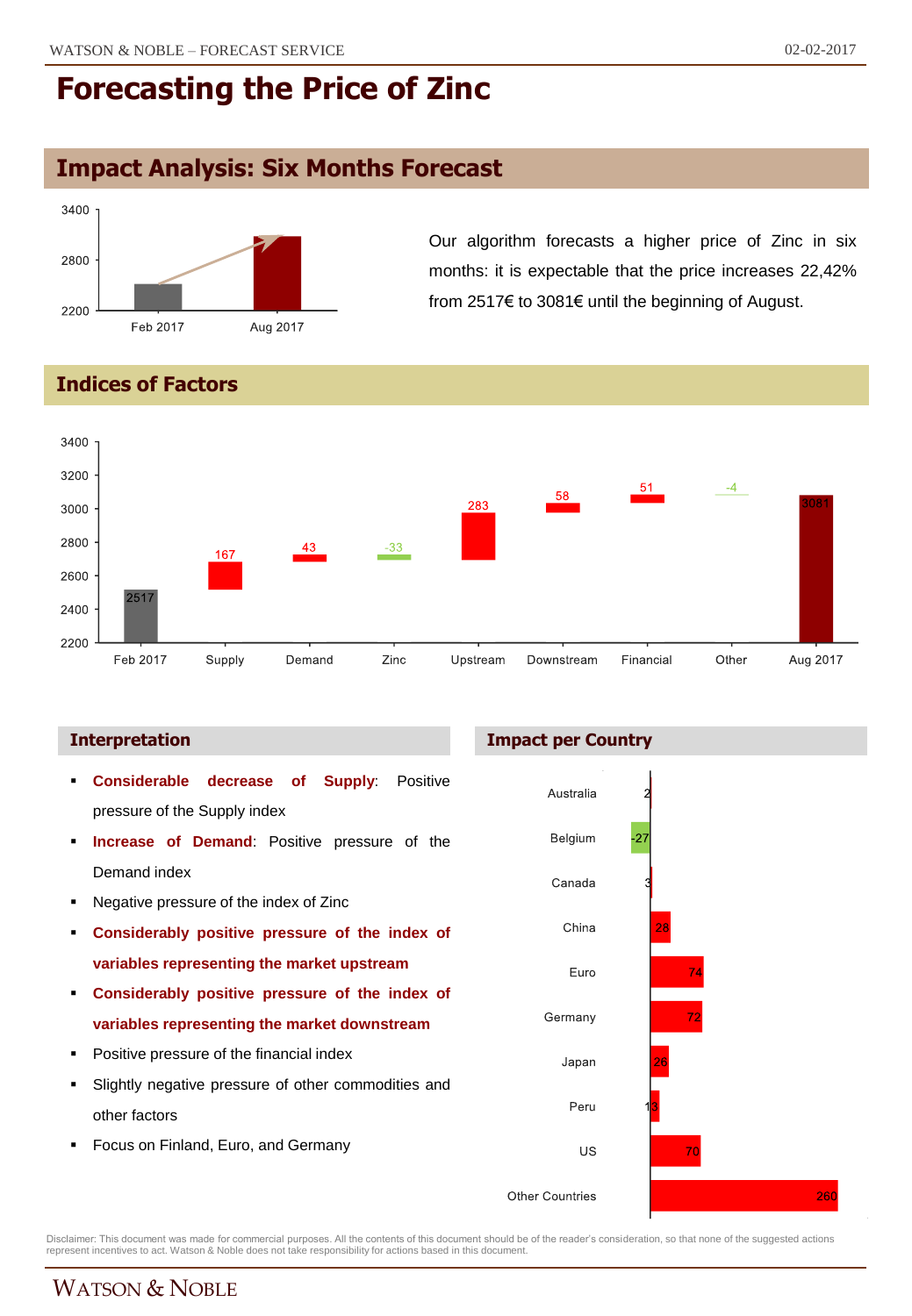# Forecasting the Price of Zinc

## Impact Analysis: Six Months Forecast

Our algorithm forecasts a higher price of Zinc in six months: it is expectable that the price increases 22,42% from 2517€ to 3081€ until the beginning of August.

## Indices of Factors

| Factor | Value |
|---|---|
| Feb 2017 | 2517 |
| Supply | 167 |
| Demand | 43 |
| Zinc | -33 |
| Upstream | 283 |
| Downstream | 58 |
| Financial | 51 |
| Other | -4 |
| Aug 2017 | 3081 |

### Interpretation

- **Considerable decrease of Supply**: Positive pressure of the Supply index
- **Increase of Demand**: Positive pressure of the Demand index
- Negative pressure of the index of Zinc
- **Considerably positive pressure of the index of variables representing the market upstream**
- **Considerably positive pressure of the index of variables representing the market downstream**
- Positive pressure of the financial index
- Slightly negative pressure of other commodities and other factors
- Focus on Finland, Euro, and Germany

### Impact per Country

| Country | Impact |
|---|---|
| Australia | 2 |
| Belgium | -27 |
| Canada | 3 |
| China | 28 |
| Euro | 74 |
| Germany | 72 |
| Japan | 26 |
| Peru | 13 |
| US | 70 |
| Other Countries | 260 |

Disclaimer: This document was made for commercial purposes. All the contents of this document should be of the reader's consideration, so that none of the suggested actions represent incentives to act. Watson & Noble does not take responsibility for actions based in this document.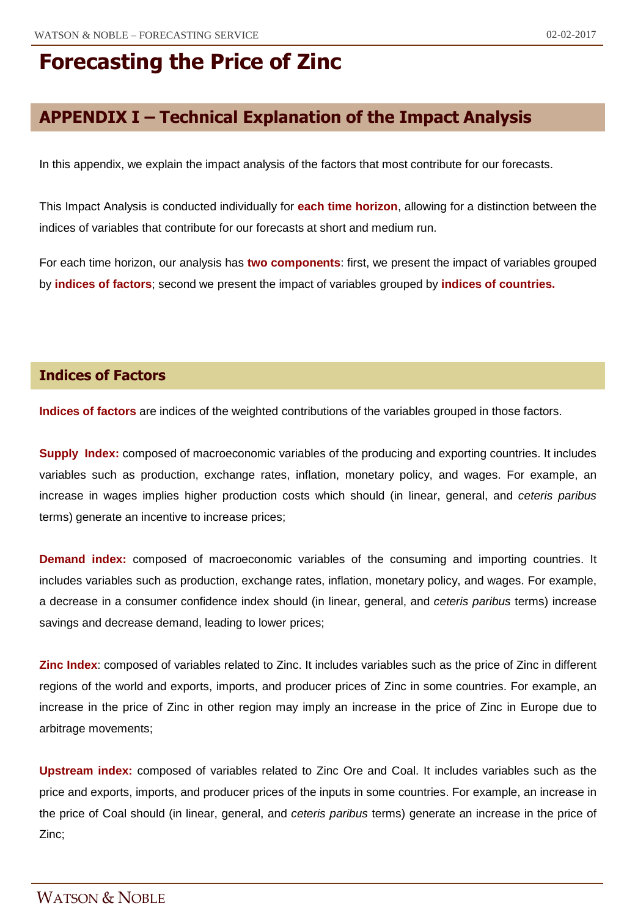# Forecasting the Price of Zinc

## APPENDIX I – Technical Explanation of the Impact Analysis

In this appendix, we explain the impact analysis of the factors that most contribute for our forecasts.

This Impact Analysis is conducted individually for **each time horizon**, allowing for a distinction between the indices of variables that contribute for our forecasts at short and medium run.

For each time horizon, our analysis has **two components**: first, we present the impact of variables grouped by **indices of factors**; second we present the impact of variables grouped by **indices of countries.**

### Indices of Factors

**Indices of factors** are indices of the weighted contributions of the variables grouped in those factors.

**Supply Index:** composed of macroeconomic variables of the producing and exporting countries. It includes variables such as production, exchange rates, inflation, monetary policy, and wages. For example, an increase in wages implies higher production costs which should (in linear, general, and *ceteris paribus* terms) generate an incentive to increase prices;

**Demand index:** composed of macroeconomic variables of the consuming and importing countries. It includes variables such as production, exchange rates, inflation, monetary policy, and wages. For example, a decrease in a consumer confidence index should (in linear, general, and *ceteris paribus* terms) increase savings and decrease demand, leading to lower prices;

**Zinc Index**: composed of variables related to Zinc. It includes variables such as the price of Zinc in different regions of the world and exports, imports, and producer prices of Zinc in some countries. For example, an increase in the price of Zinc in other region may imply an increase in the price of Zinc in Europe due to arbitrage movements;

**Upstream index:** composed of variables related to Zinc Ore and Coal. It includes variables such as the price and exports, imports, and producer prices of the inputs in some countries. For example, an increase in the price of Coal should (in linear, general, and *ceteris paribus* terms) generate an increase in the price of Zinc;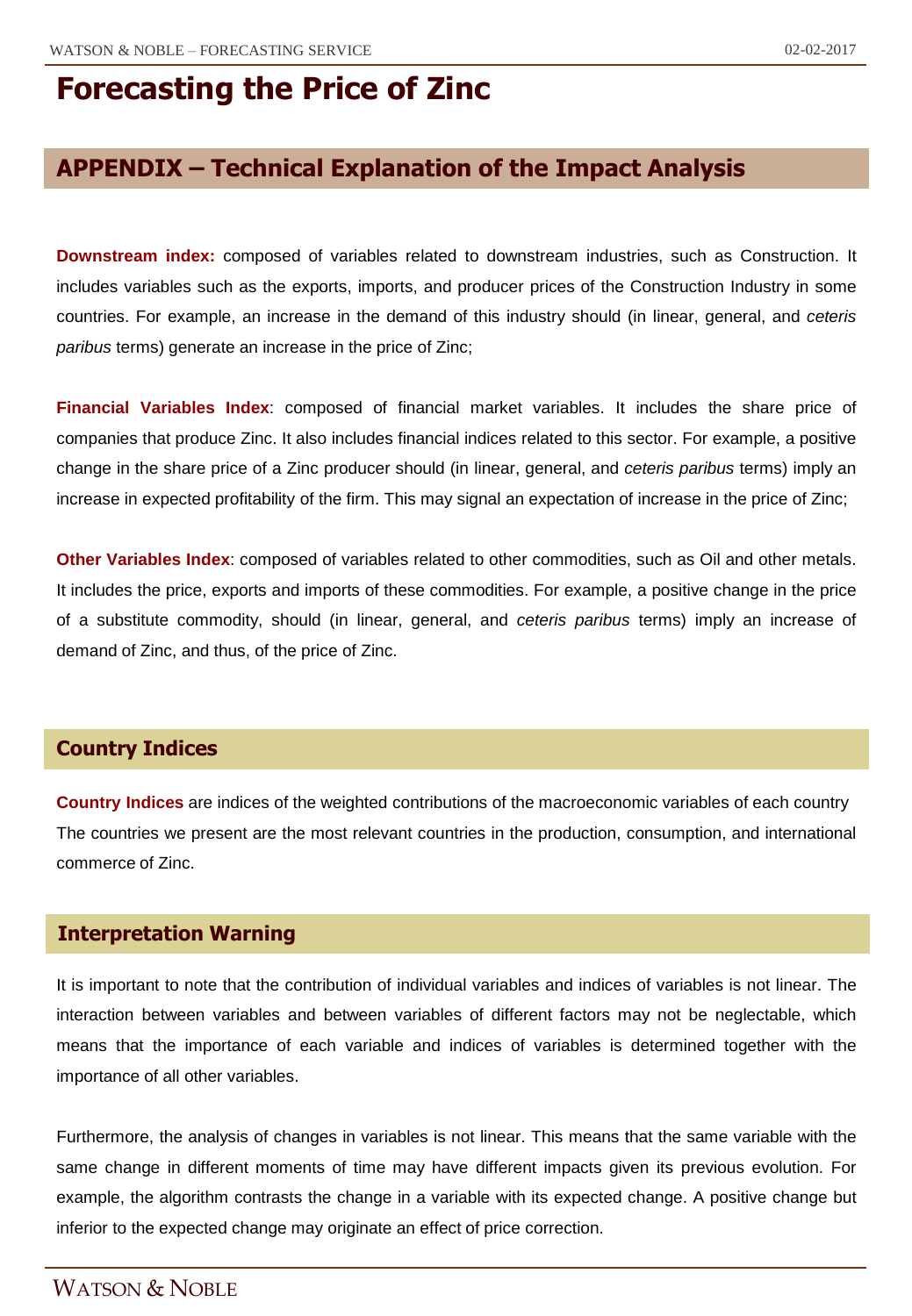# Forecasting the Price of Zinc

## APPENDIX – Technical Explanation of the Impact Analysis

**Downstream index:** composed of variables related to downstream industries, such as Construction. It includes variables such as the exports, imports, and producer prices of the Construction Industry in some countries. For example, an increase in the demand of this industry should (in linear, general, and *ceteris paribus* terms) generate an increase in the price of Zinc;

**Financial Variables Index**: composed of financial market variables. It includes the share price of companies that produce Zinc. It also includes financial indices related to this sector. For example, a positive change in the share price of a Zinc producer should (in linear, general, and *ceteris paribus* terms) imply an increase in expected profitability of the firm. This may signal an expectation of increase in the price of Zinc;

**Other Variables Index**: composed of variables related to other commodities, such as Oil and other metals. It includes the price, exports and imports of these commodities. For example, a positive change in the price of a substitute commodity, should (in linear, general, and *ceteris paribus* terms) imply an increase of demand of Zinc, and thus, of the price of Zinc.

## Country Indices

**Country Indices** are indices of the weighted contributions of the macroeconomic variables of each country The countries we present are the most relevant countries in the production, consumption, and international commerce of Zinc.

## Interpretation Warning

It is important to note that the contribution of individual variables and indices of variables is not linear. The interaction between variables and between variables of different factors may not be neglectable, which means that the importance of each variable and indices of variables is determined together with the importance of all other variables.

Furthermore, the analysis of changes in variables is not linear. This means that the same variable with the same change in different moments of time may have different impacts given its previous evolution. For example, the algorithm contrasts the change in a variable with its expected change. A positive change but inferior to the expected change may originate an effect of price correction.